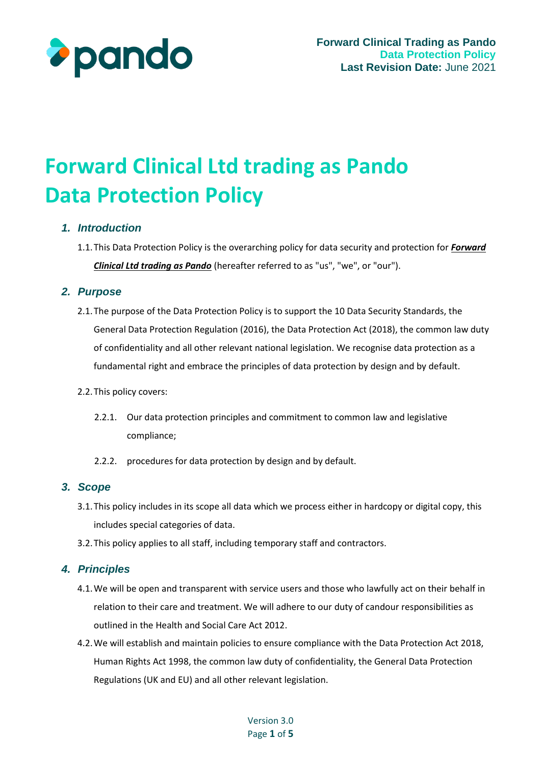# Forward Clinical Ltd trading as Pando Data Protection Policy

## 1. Introduction

1.1. This Data Protection Policy is the overarching policy for data security and protection for ***Forward Clinical Ltd trading as Pando*** (hereafter referred to as "us", "we", or "our").

## 2. Purpose

2.1. The purpose of the Data Protection Policy is to support the 10 Data Security Standards, the General Data Protection Regulation (2016), the Data Protection Act (2018), the common law duty of confidentiality and all other relevant national legislation. We recognise data protection as a fundamental right and embrace the principles of data protection by design and by default.

2.2. This policy covers:

2.2.1. Our data protection principles and commitment to common law and legislative compliance;

2.2.2. procedures for data protection by design and by default.

## 3. Scope

3.1. This policy includes in its scope all data which we process either in hardcopy or digital copy, this includes special categories of data.

3.2. This policy applies to all staff, including temporary staff and contractors.

## 4. Principles

4.1. We will be open and transparent with service users and those who lawfully act on their behalf in relation to their care and treatment. We will adhere to our duty of candour responsibilities as outlined in the Health and Social Care Act 2012.

4.2. We will establish and maintain policies to ensure compliance with the Data Protection Act 2018, Human Rights Act 1998, the common law duty of confidentiality, the General Data Protection Regulations (UK and EU) and all other relevant legislation.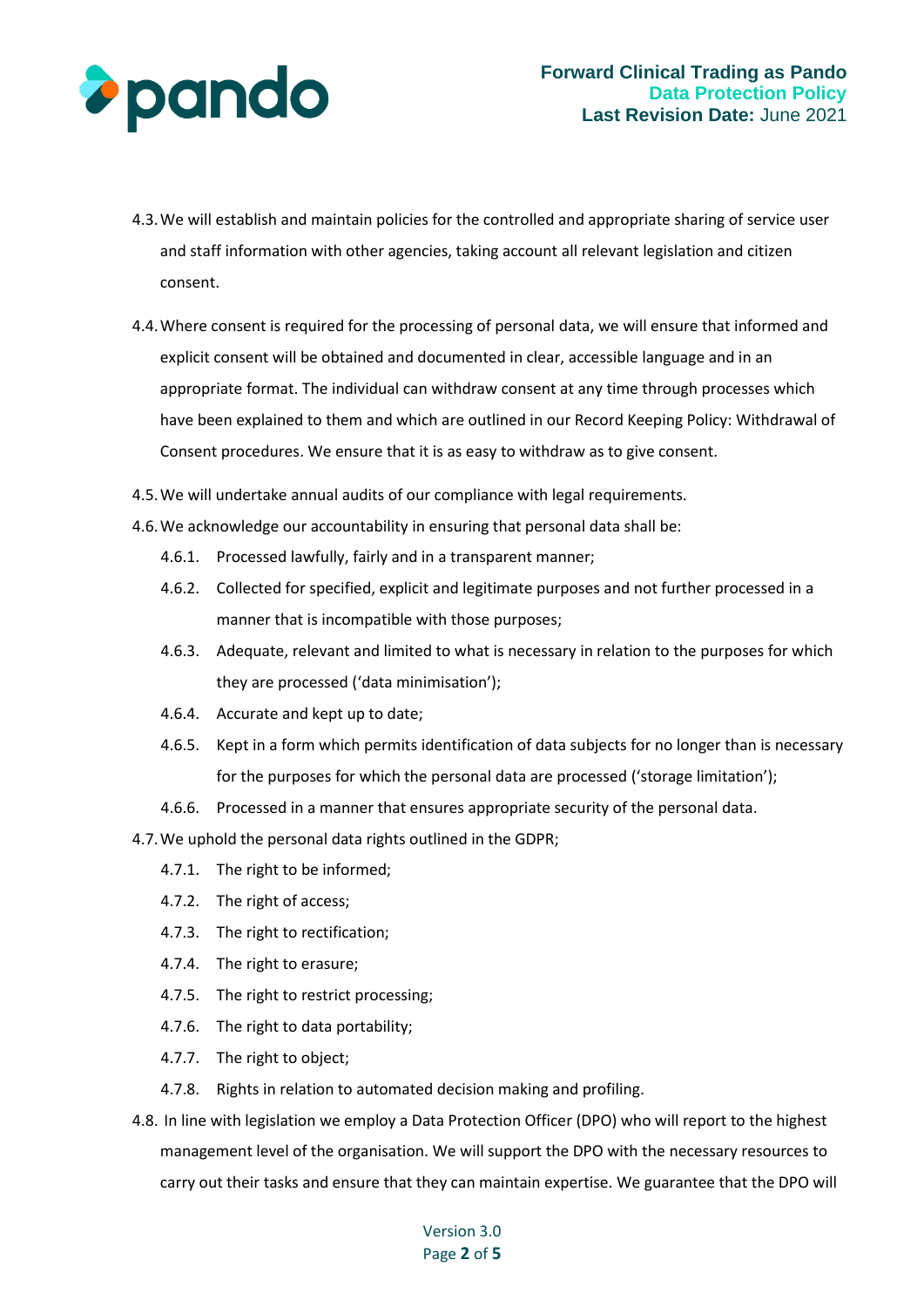4.3. We will establish and maintain policies for the controlled and appropriate sharing of service user and staff information with other agencies, taking account all relevant legislation and citizen consent.

4.4. Where consent is required for the processing of personal data, we will ensure that informed and explicit consent will be obtained and documented in clear, accessible language and in an appropriate format. The individual can withdraw consent at any time through processes which have been explained to them and which are outlined in our Record Keeping Policy: Withdrawal of Consent procedures. We ensure that it is as easy to withdraw as to give consent.

4.5. We will undertake annual audits of our compliance with legal requirements.

4.6. We acknowledge our accountability in ensuring that personal data shall be:

- 4.6.1. Processed lawfully, fairly and in a transparent manner;
- 4.6.2. Collected for specified, explicit and legitimate purposes and not further processed in a manner that is incompatible with those purposes;
- 4.6.3. Adequate, relevant and limited to what is necessary in relation to the purposes for which they are processed ('data minimisation');
- 4.6.4. Accurate and kept up to date;
- 4.6.5. Kept in a form which permits identification of data subjects for no longer than is necessary for the purposes for which the personal data are processed ('storage limitation');
- 4.6.6. Processed in a manner that ensures appropriate security of the personal data.

4.7. We uphold the personal data rights outlined in the GDPR;

- 4.7.1. The right to be informed;
- 4.7.2. The right of access;
- 4.7.3. The right to rectification;
- 4.7.4. The right to erasure;
- 4.7.5. The right to restrict processing;
- 4.7.6. The right to data portability;
- 4.7.7. The right to object;
- 4.7.8. Rights in relation to automated decision making and profiling.

4.8. In line with legislation we employ a Data Protection Officer (DPO) who will report to the highest management level of the organisation. We will support the DPO with the necessary resources to carry out their tasks and ensure that they can maintain expertise. We guarantee that the DPO will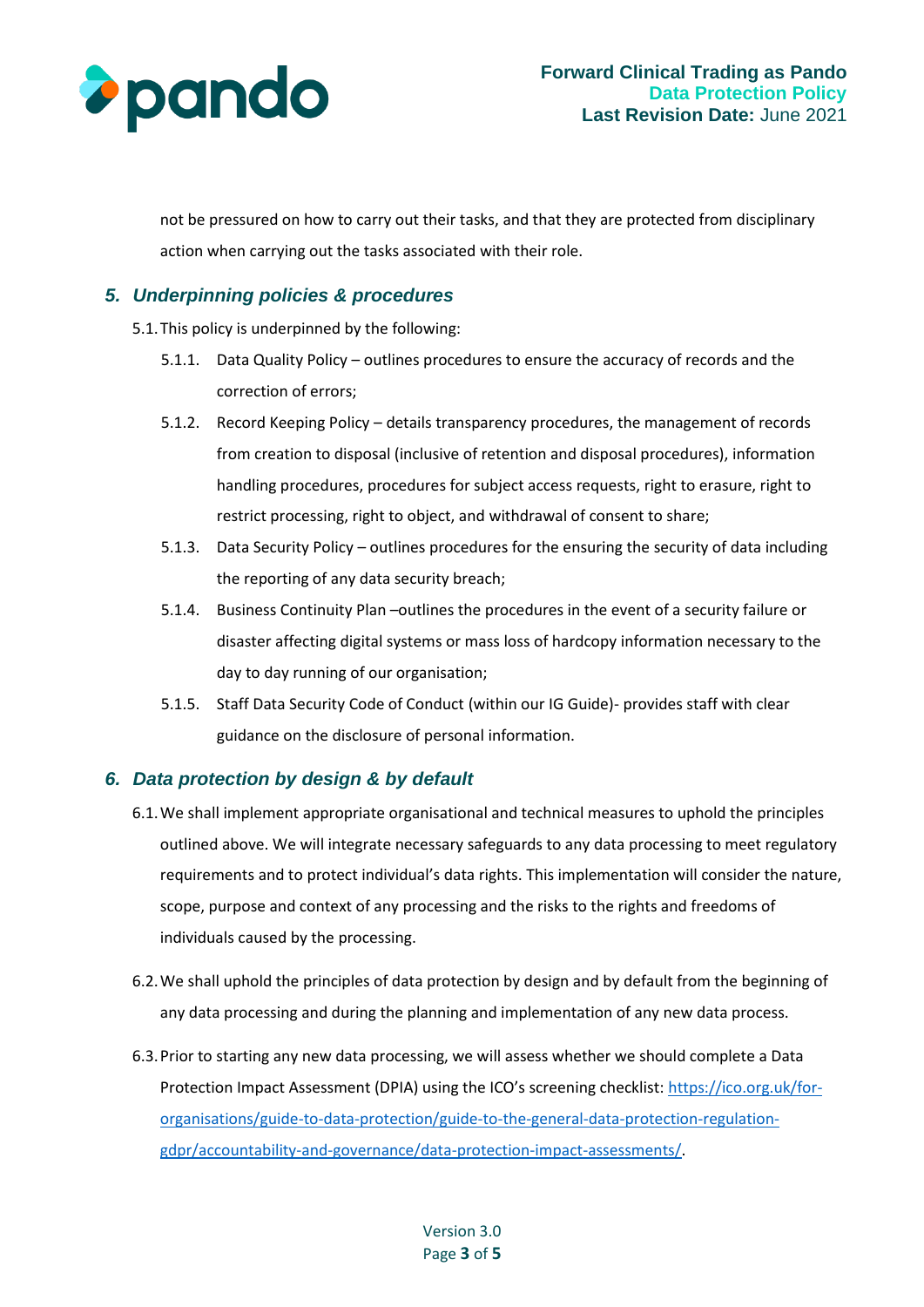not be pressured on how to carry out their tasks, and that they are protected from disciplinary action when carrying out the tasks associated with their role.

## *5. Underpinning policies & procedures*

5.1. This policy is underpinned by the following:

- 5.1.1. Data Quality Policy – outlines procedures to ensure the accuracy of records and the correction of errors;
- 5.1.2. Record Keeping Policy – details transparency procedures, the management of records from creation to disposal (inclusive of retention and disposal procedures), information handling procedures, procedures for subject access requests, right to erasure, right to restrict processing, right to object, and withdrawal of consent to share;
- 5.1.3. Data Security Policy – outlines procedures for the ensuring the security of data including the reporting of any data security breach;
- 5.1.4. Business Continuity Plan –outlines the procedures in the event of a security failure or disaster affecting digital systems or mass loss of hardcopy information necessary to the day to day running of our organisation;
- 5.1.5. Staff Data Security Code of Conduct (within our IG Guide)- provides staff with clear guidance on the disclosure of personal information.

## *6. Data protection by design & by default*

6.1. We shall implement appropriate organisational and technical measures to uphold the principles outlined above. We will integrate necessary safeguards to any data processing to meet regulatory requirements and to protect individual's data rights. This implementation will consider the nature, scope, purpose and context of any processing and the risks to the rights and freedoms of individuals caused by the processing.

6.2. We shall uphold the principles of data protection by design and by default from the beginning of any data processing and during the planning and implementation of any new data process.

6.3. Prior to starting any new data processing, we will assess whether we should complete a Data Protection Impact Assessment (DPIA) using the ICO's screening checklist: https://ico.org.uk/for-organisations/guide-to-data-protection/guide-to-the-general-data-protection-regulation-gdpr/accountability-and-governance/data-protection-impact-assessments/.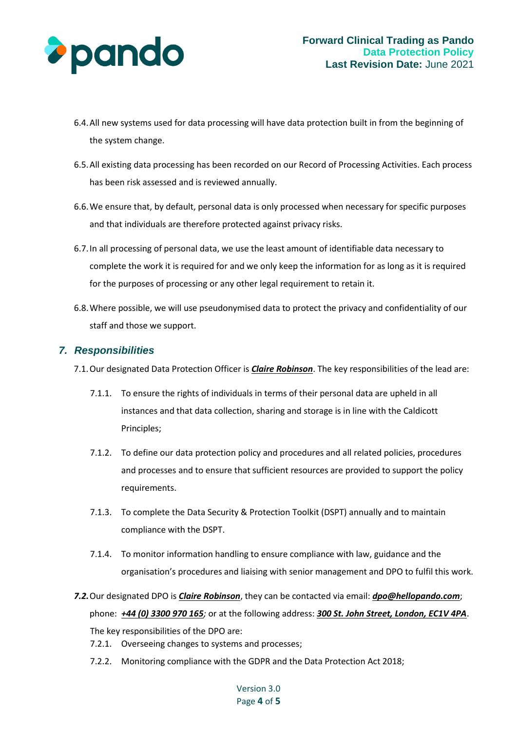6.4. All new systems used for data processing will have data protection built in from the beginning of the system change.

6.5. All existing data processing has been recorded on our Record of Processing Activities. Each process has been risk assessed and is reviewed annually.

6.6. We ensure that, by default, personal data is only processed when necessary for specific purposes and that individuals are therefore protected against privacy risks.

6.7. In all processing of personal data, we use the least amount of identifiable data necessary to complete the work it is required for and we only keep the information for as long as it is required for the purposes of processing or any other legal requirement to retain it.

6.8. Where possible, we will use pseudonymised data to protect the privacy and confidentiality of our staff and those we support.

## 7. Responsibilities

7.1. Our designated Data Protection Officer is ***Claire Robinson***. The key responsibilities of the lead are:

7.1.1. To ensure the rights of individuals in terms of their personal data are upheld in all instances and that data collection, sharing and storage is in line with the Caldicott Principles;

7.1.2. To define our data protection policy and procedures and all related policies, procedures and processes and to ensure that sufficient resources are provided to support the policy requirements.

7.1.3. To complete the Data Security & Protection Toolkit (DSPT) annually and to maintain compliance with the DSPT.

7.1.4. To monitor information handling to ensure compliance with law, guidance and the organisation's procedures and liaising with senior management and DPO to fulfil this work.

***7.2.*** Our designated DPO is ***Claire Robinson***, they can be contacted via email: ***dpo@hellopando.com***; phone: ***+44 (0) 3300 970 165***; or at the following address: ***300 St. John Street, London, EC1V 4PA***. The key responsibilities of the DPO are:

7.2.1. Overseeing changes to systems and processes;

7.2.2. Monitoring compliance with the GDPR and the Data Protection Act 2018;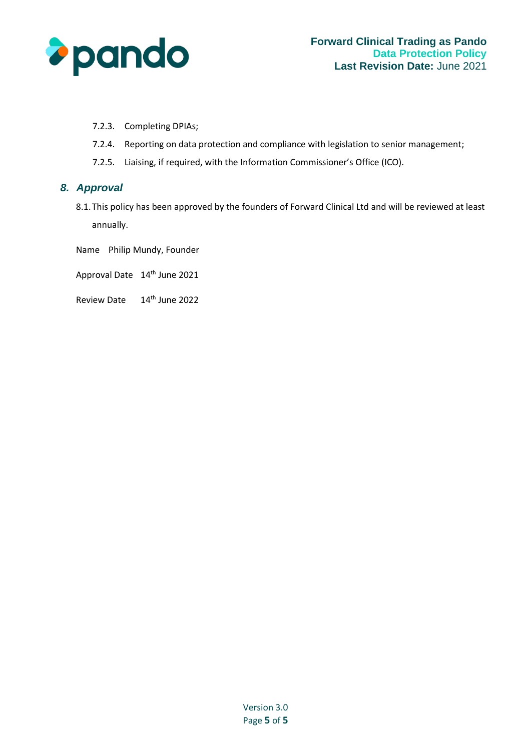7.2.3. Completing DPIAs;

7.2.4. Reporting on data protection and compliance with legislation to senior management;

7.2.5. Liaising, if required, with the Information Commissioner's Office (ICO).

## *8. Approval*

8.1. This policy has been approved by the founders of Forward Clinical Ltd and will be reviewed at least annually.

Name Philip Mundy, Founder

Approval Date 14th June 2021

Review Date 14th June 2022